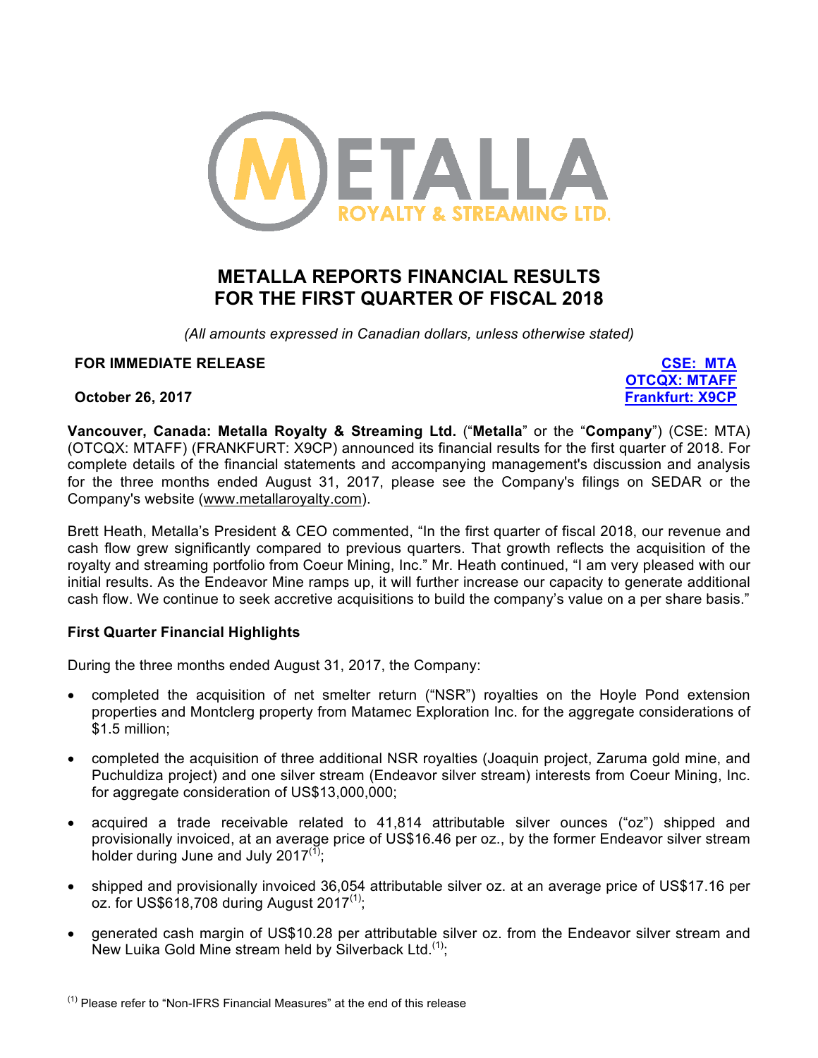# METALLA REPORTS FINANCIAL RESULTS FOR THE FIRST QUARTER OF FISCAL 2018

*(All amounts expressed in Canadian dollars, unless otherwise stated)*

**FOR IMMEDIATE RELEASE**

**October 26, 2017**

**CSE: MTA**
**OTCQX: MTAFF**
**Frankfurt: X9CP**

**Vancouver, Canada: Metalla Royalty & Streaming Ltd.** ("**Metalla**" or the "**Company**") (CSE: MTA) (OTCQX: MTAFF) (FRANKFURT: X9CP) announced its financial results for the first quarter of 2018. For complete details of the financial statements and accompanying management's discussion and analysis for the three months ended August 31, 2017, please see the Company's filings on SEDAR or the Company's website (www.metallaroyalty.com).

Brett Heath, Metalla's President & CEO commented, "In the first quarter of fiscal 2018, our revenue and cash flow grew significantly compared to previous quarters. That growth reflects the acquisition of the royalty and streaming portfolio from Coeur Mining, Inc." Mr. Heath continued, "I am very pleased with our initial results. As the Endeavor Mine ramps up, it will further increase our capacity to generate additional cash flow. We continue to seek accretive acquisitions to build the company's value on a per share basis."

**First Quarter Financial Highlights**

During the three months ended August 31, 2017, the Company:

- completed the acquisition of net smelter return ("NSR") royalties on the Hoyle Pond extension properties and Montclerg property from Matamec Exploration Inc. for the aggregate considerations of $1.5 million;
- completed the acquisition of three additional NSR royalties (Joaquin project, Zaruma gold mine, and Puchuldiza project) and one silver stream (Endeavor silver stream) interests from Coeur Mining, Inc. for aggregate consideration of US$13,000,000;
- acquired a trade receivable related to 41,814 attributable silver ounces ("oz") shipped and provisionally invoiced, at an average price of US$16.46 per oz., by the former Endeavor silver stream holder during June and July 2017[1];
- shipped and provisionally invoiced 36,054 attributable silver oz. at an average price of US$17.16 per oz. for US$618,708 during August 2017[1];
- generated cash margin of US$10.28 per attributable silver oz. from the Endeavor silver stream and New Luika Gold Mine stream held by Silverback Ltd.[1];

[1] Please refer to "Non-IFRS Financial Measures" at the end of this release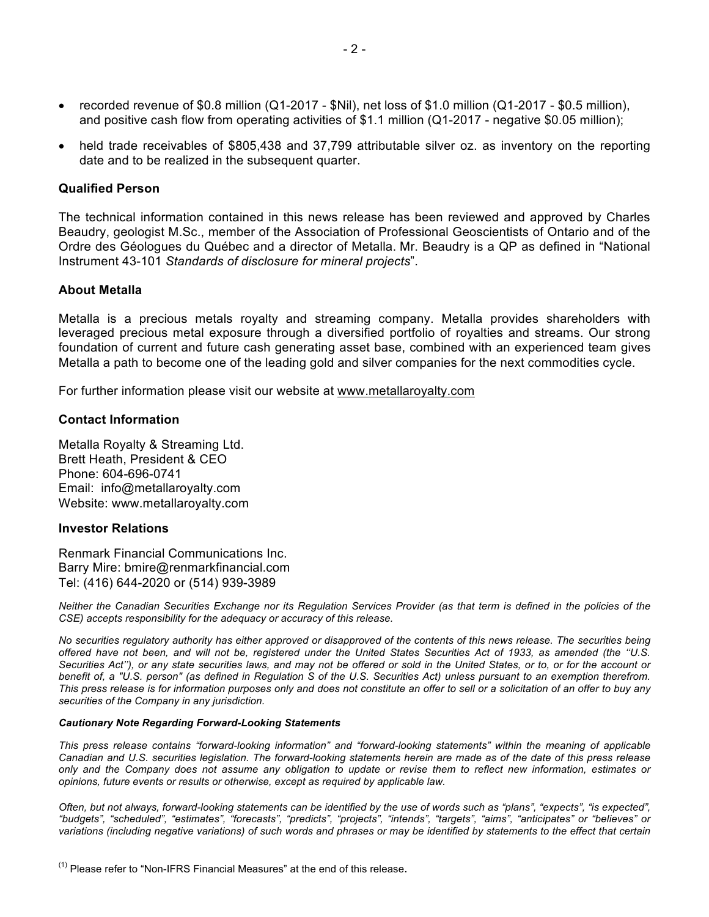- recorded revenue of $0.8 million (Q1-2017 - $Nil), net loss of $1.0 million (Q1-2017 - $0.5 million), and positive cash flow from operating activities of $1.1 million (Q1-2017 - negative $0.05 million);
- held trade receivables of $805,438 and 37,799 attributable silver oz. as inventory on the reporting date and to be realized in the subsequent quarter.

**Qualified Person**

The technical information contained in this news release has been reviewed and approved by Charles Beaudry, geologist M.Sc., member of the Association of Professional Geoscientists of Ontario and of the Ordre des Géologues du Québec and a director of Metalla. Mr. Beaudry is a QP as defined in "National Instrument 43-101 *Standards of disclosure for mineral projects*".

**About Metalla**

Metalla is a precious metals royalty and streaming company. Metalla provides shareholders with leveraged precious metal exposure through a diversified portfolio of royalties and streams. Our strong foundation of current and future cash generating asset base, combined with an experienced team gives Metalla a path to become one of the leading gold and silver companies for the next commodities cycle.

For further information please visit our website at www.metallaroyalty.com

**Contact Information**

Metalla Royalty & Streaming Ltd.
Brett Heath, President & CEO
Phone: 604-696-0741
Email: info@metallaroyalty.com
Website: www.metallaroyalty.com

**Investor Relations**

Renmark Financial Communications Inc.
Barry Mire: bmire@renmarkfinancial.com
Tel: (416) 644-2020 or (514) 939-3989

*Neither the Canadian Securities Exchange nor its Regulation Services Provider (as that term is defined in the policies of the CSE) accepts responsibility for the adequacy or accuracy of this release.*

*No securities regulatory authority has either approved or disapproved of the contents of this news release. The securities being offered have not been, and will not be, registered under the United States Securities Act of 1933, as amended (the ''U.S. Securities Act''), or any state securities laws, and may not be offered or sold in the United States, or to, or for the account or benefit of, a "U.S. person" (as defined in Regulation S of the U.S. Securities Act) unless pursuant to an exemption therefrom. This press release is for information purposes only and does not constitute an offer to sell or a solicitation of an offer to buy any securities of the Company in any jurisdiction.*

***Cautionary Note Regarding Forward-Looking Statements***

*This press release contains "forward-looking information" and "forward-looking statements" within the meaning of applicable Canadian and U.S. securities legislation. The forward-looking statements herein are made as of the date of this press release only and the Company does not assume any obligation to update or revise them to reflect new information, estimates or opinions, future events or results or otherwise, except as required by applicable law.*

*Often, but not always, forward-looking statements can be identified by the use of words such as "plans", "expects", "is expected", "budgets", "scheduled", "estimates", "forecasts", "predicts", "projects", "intends", "targets", "aims", "anticipates" or "believes" or variations (including negative variations) of such words and phrases or may be identified by statements to the effect that certain*

(1) Please refer to "Non-IFRS Financial Measures" at the end of this release.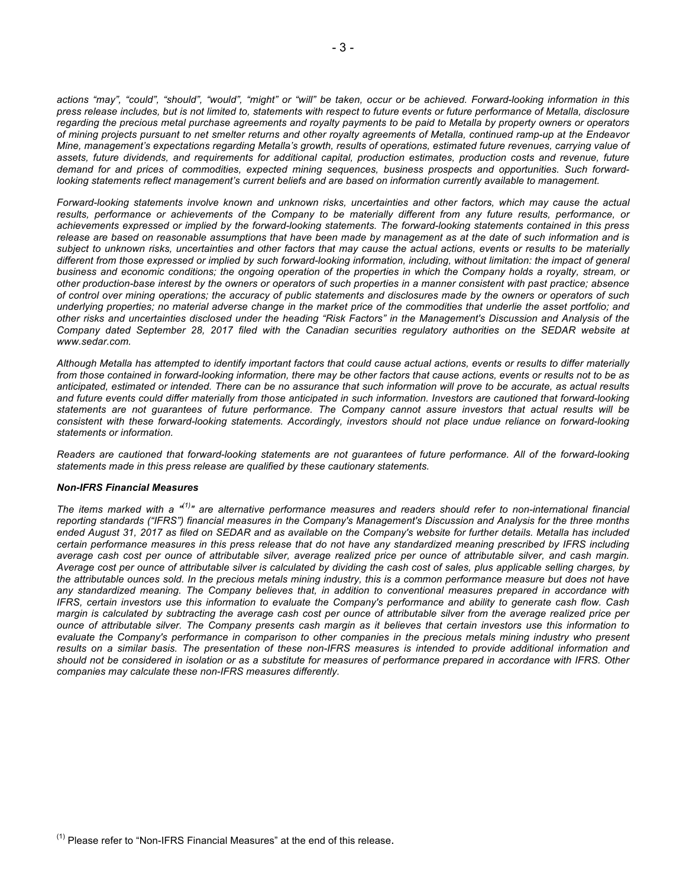*actions "may", "could", "should", "would", "might" or "will" be taken, occur or be achieved. Forward-looking information in this press release includes, but is not limited to, statements with respect to future events or future performance of Metalla, disclosure regarding the precious metal purchase agreements and royalty payments to be paid to Metalla by property owners or operators of mining projects pursuant to net smelter returns and other royalty agreements of Metalla, continued ramp-up at the Endeavor Mine, management's expectations regarding Metalla's growth, results of operations, estimated future revenues, carrying value of assets, future dividends, and requirements for additional capital, production estimates, production costs and revenue, future demand for and prices of commodities, expected mining sequences, business prospects and opportunities. Such forward-looking statements reflect management's current beliefs and are based on information currently available to management.*

*Forward-looking statements involve known and unknown risks, uncertainties and other factors, which may cause the actual results, performance or achievements of the Company to be materially different from any future results, performance, or achievements expressed or implied by the forward-looking statements. The forward-looking statements contained in this press release are based on reasonable assumptions that have been made by management as at the date of such information and is subject to unknown risks, uncertainties and other factors that may cause the actual actions, events or results to be materially different from those expressed or implied by such forward-looking information, including, without limitation: the impact of general business and economic conditions; the ongoing operation of the properties in which the Company holds a royalty, stream, or other production-base interest by the owners or operators of such properties in a manner consistent with past practice; absence of control over mining operations; the accuracy of public statements and disclosures made by the owners or operators of such underlying properties; no material adverse change in the market price of the commodities that underlie the asset portfolio; and other risks and uncertainties disclosed under the heading "Risk Factors" in the Management's Discussion and Analysis of the Company dated September 28, 2017 filed with the Canadian securities regulatory authorities on the SEDAR website at www.sedar.com.*

*Although Metalla has attempted to identify important factors that could cause actual actions, events or results to differ materially from those contained in forward-looking information, there may be other factors that cause actions, events or results not to be as anticipated, estimated or intended. There can be no assurance that such information will prove to be accurate, as actual results and future events could differ materially from those anticipated in such information. Investors are cautioned that forward-looking statements are not guarantees of future performance. The Company cannot assure investors that actual results will be consistent with these forward-looking statements. Accordingly, investors should not place undue reliance on forward-looking statements or information.*

*Readers are cautioned that forward-looking statements are not guarantees of future performance. All of the forward-looking statements made in this press release are qualified by these cautionary statements.*

### ***Non-IFRS Financial Measures***

*The items marked with a "[1]" are alternative performance measures and readers should refer to non-international financial reporting standards ("IFRS") financial measures in the Company's Management's Discussion and Analysis for the three months ended August 31, 2017 as filed on SEDAR and as available on the Company's website for further details. Metalla has included certain performance measures in this press release that do not have any standardized meaning prescribed by IFRS including average cash cost per ounce of attributable silver, average realized price per ounce of attributable silver, and cash margin. Average cost per ounce of attributable silver is calculated by dividing the cash cost of sales, plus applicable selling charges, by the attributable ounces sold. In the precious metals mining industry, this is a common performance measure but does not have any standardized meaning. The Company believes that, in addition to conventional measures prepared in accordance with IFRS, certain investors use this information to evaluate the Company's performance and ability to generate cash flow. Cash margin is calculated by subtracting the average cash cost per ounce of attributable silver from the average realized price per ounce of attributable silver. The Company presents cash margin as it believes that certain investors use this information to evaluate the Company's performance in comparison to other companies in the precious metals mining industry who present results on a similar basis. The presentation of these non-IFRS measures is intended to provide additional information and should not be considered in isolation or as a substitute for measures of performance prepared in accordance with IFRS. Other companies may calculate these non-IFRS measures differently.*

[1] Please refer to "Non-IFRS Financial Measures" at the end of this release.